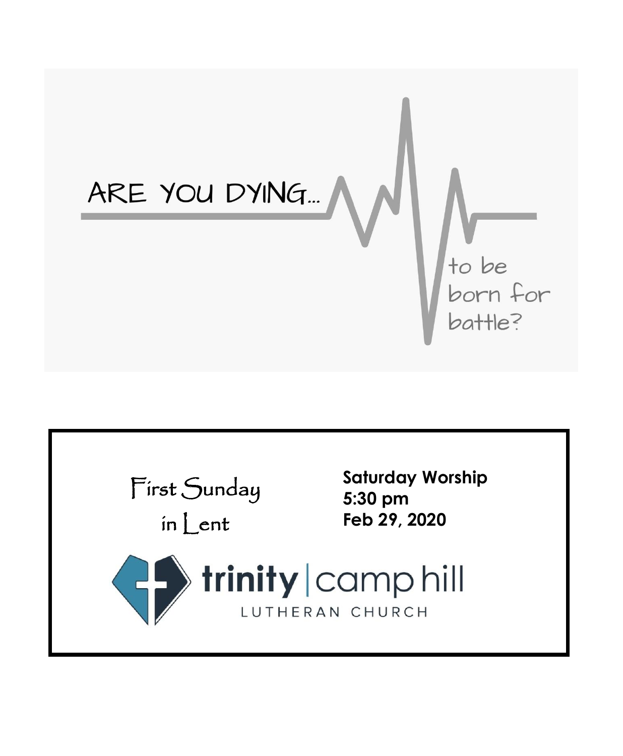# ARE YOU DYING...

to be born for battle?

First Sunday in Lent

**Saturday Worship**
**5:30 pm**
**Feb 29, 2020**

**trinity** | camp hill

LUTHERAN CHURCH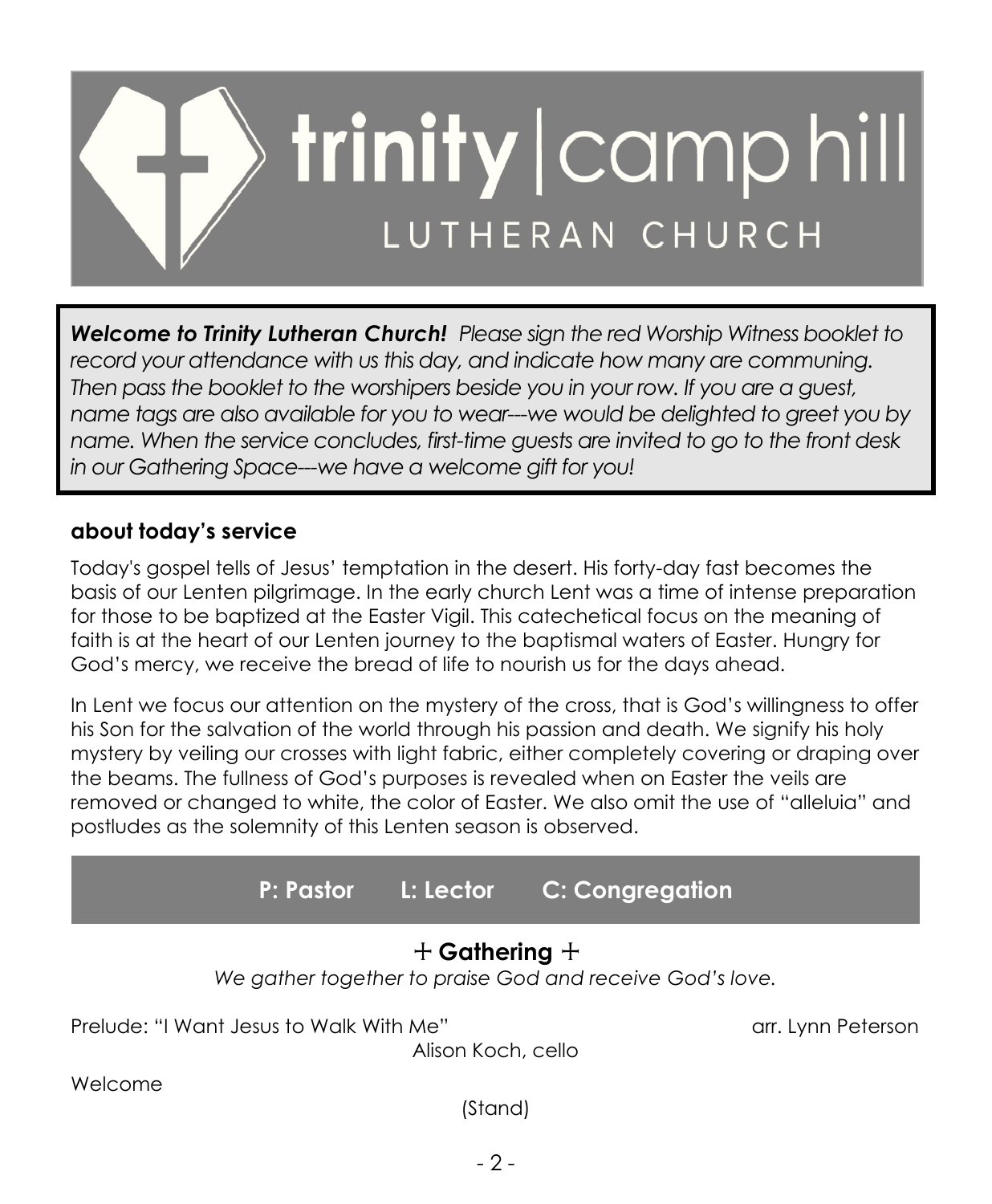# trinity | camp hill LUTHERAN CHURCH

***Welcome to Trinity Lutheran Church!*** *Please sign the red Worship Witness booklet to record your attendance with us this day, and indicate how many are communing. Then pass the booklet to the worshipers beside you in your row. If you are a guest, name tags are also available for you to wear---we would be delighted to greet you by name. When the service concludes, first-time guests are invited to go to the front desk in our Gathering Space---we have a welcome gift for you!*

### about today's service

Today's gospel tells of Jesus' temptation in the desert. His forty-day fast becomes the basis of our Lenten pilgrimage. In the early church Lent was a time of intense preparation for those to be baptized at the Easter Vigil. This catechetical focus on the meaning of faith is at the heart of our Lenten journey to the baptismal waters of Easter. Hungry for God's mercy, we receive the bread of life to nourish us for the days ahead.

In Lent we focus our attention on the mystery of the cross, that is God's willingness to offer his Son for the salvation of the world through his passion and death. We signify his holy mystery by veiling our crosses with light fabric, either completely covering or draping over the beams. The fullness of God's purposes is revealed when on Easter the veils are removed or changed to white, the color of Easter. We also omit the use of "alleluia" and postludes as the solemnity of this Lenten season is observed.

**P: Pastor L: Lector C: Congregation**

## + Gathering +

*We gather together to praise God and receive God's love.*

Prelude: "I Want Jesus to Walk With Me" arr. Lynn Peterson

Alison Koch, cello

Welcome

(Stand)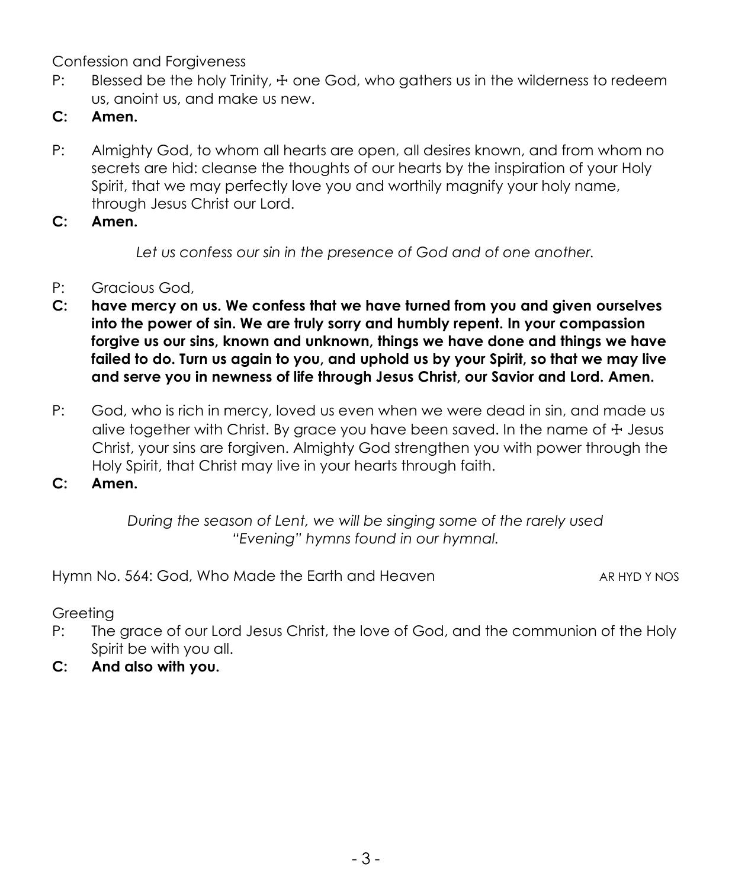Confession and Forgiveness

P: Blessed be the holy Trinity, ☩ one God, who gathers us in the wilderness to redeem us, anoint us, and make us new.

**C: Amen.**

P: Almighty God, to whom all hearts are open, all desires known, and from whom no secrets are hid: cleanse the thoughts of our hearts by the inspiration of your Holy Spirit, that we may perfectly love you and worthily magnify your holy name, through Jesus Christ our Lord.

**C: Amen.**

*Let us confess our sin in the presence of God and of one another.*

P: Gracious God,

**C: have mercy on us. We confess that we have turned from you and given ourselves into the power of sin. We are truly sorry and humbly repent. In your compassion forgive us our sins, known and unknown, things we have done and things we have failed to do. Turn us again to you, and uphold us by your Spirit, so that we may live and serve you in newness of life through Jesus Christ, our Savior and Lord. Amen.**

P: God, who is rich in mercy, loved us even when we were dead in sin, and made us alive together with Christ. By grace you have been saved. In the name of ☩ Jesus Christ, your sins are forgiven. Almighty God strengthen you with power through the Holy Spirit, that Christ may live in your hearts through faith.

**C: Amen.**

*During the season of Lent, we will be singing some of the rarely used "Evening" hymns found in our hymnal.*

Hymn No. 564: God, Who Made the Earth and Heaven — AR HYD Y NOS

Greeting

P: The grace of our Lord Jesus Christ, the love of God, and the communion of the Holy Spirit be with you all.

**C: And also with you.**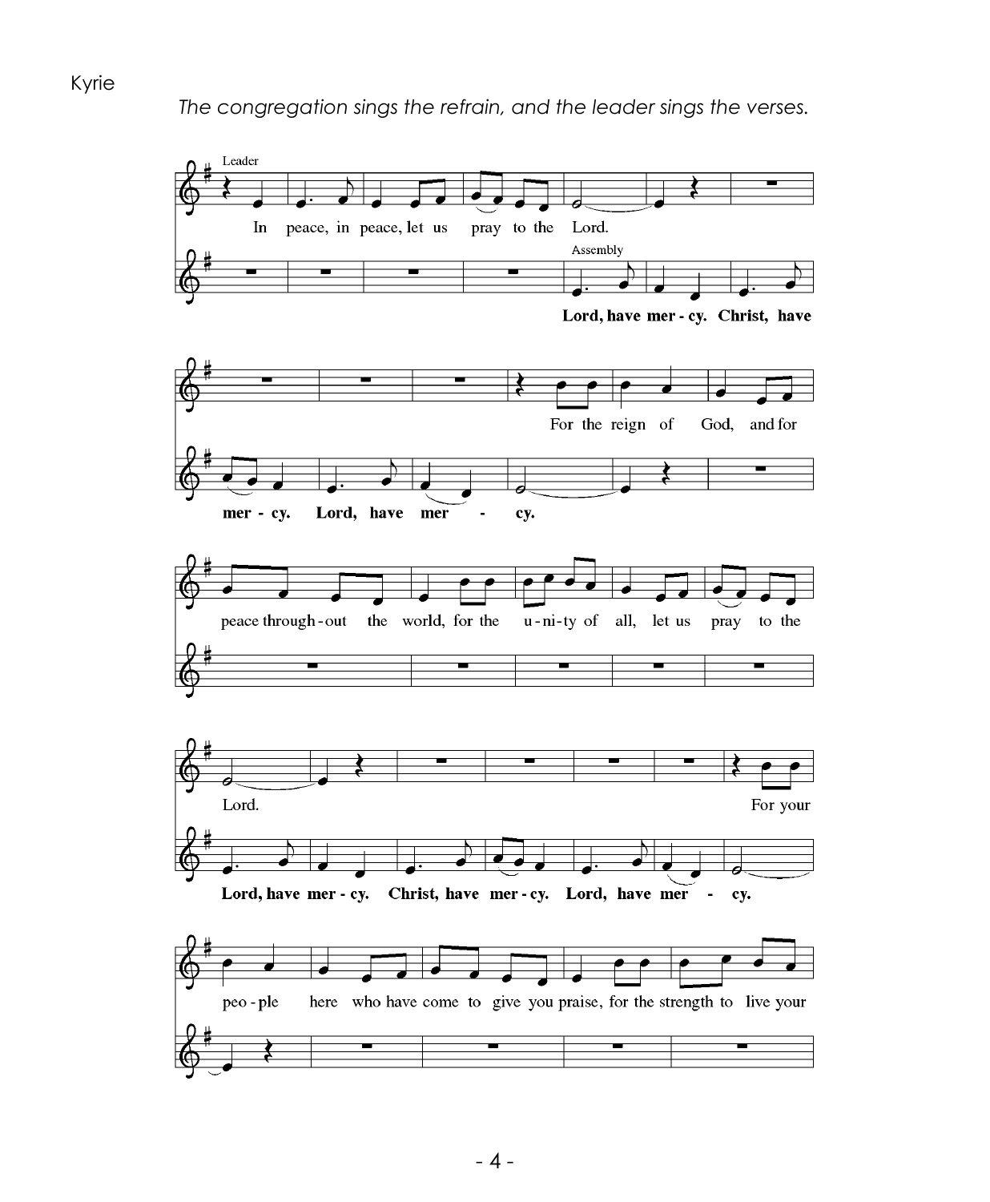Kyrie

*The congregation sings the refrain, and the leader sings the verses.*

Leader: In peace, in peace, let us pray to the Lord.

Assembly: **Lord, have mercy. Christ, have mercy. Lord, have mercy.**

Leader: For the reign of God, and for peace throughout the world, for the unity of all, let us pray to the Lord.

Assembly: **Lord, have mercy. Christ, have mercy. Lord, have mercy.**

Leader: For your people here who have come to give you praise, for the strength to live your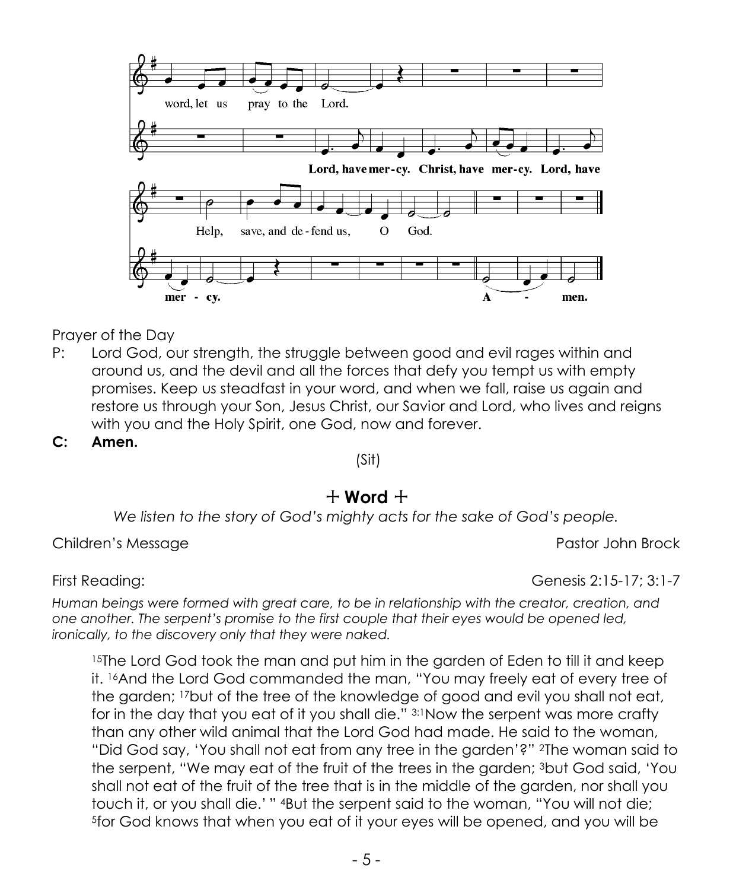word, let us pray to the Lord.

**Lord, have mercy. Christ, have mercy. Lord, have mercy.**

Help, save, and defend us, O God.

**Amen.**

Prayer of the Day

P: Lord God, our strength, the struggle between good and evil rages within and around us, and the devil and all the forces that defy you tempt us with empty promises. Keep us steadfast in your word, and when we fall, raise us again and restore us through your Son, Jesus Christ, our Savior and Lord, who lives and reigns with you and the Holy Spirit, one God, now and forever.

**C: Amen.**

(Sit)

## + Word +

*We listen to the story of God's mighty acts for the sake of God's people.*

Children's Message — Pastor John Brock

First Reading: — Genesis 2:15-17; 3:1-7

*Human beings were formed with great care, to be in relationship with the creator, creation, and one another. The serpent's promise to the first couple that their eyes would be opened led, ironically, to the discovery only that they were naked.*

[15]The Lord God took the man and put him in the garden of Eden to till it and keep it. [16]And the Lord God commanded the man, "You may freely eat of every tree of the garden; [17]but of the tree of the knowledge of good and evil you shall not eat, for in the day that you eat of it you shall die." [3:1]Now the serpent was more crafty than any other wild animal that the Lord God had made. He said to the woman, "Did God say, 'You shall not eat from any tree in the garden'?" [2]The woman said to the serpent, "We may eat of the fruit of the trees in the garden; [3]but God said, 'You shall not eat of the fruit of the tree that is in the middle of the garden, nor shall you touch it, or you shall die.' " [4]But the serpent said to the woman, "You will not die; [5]for God knows that when you eat of it your eyes will be opened, and you will be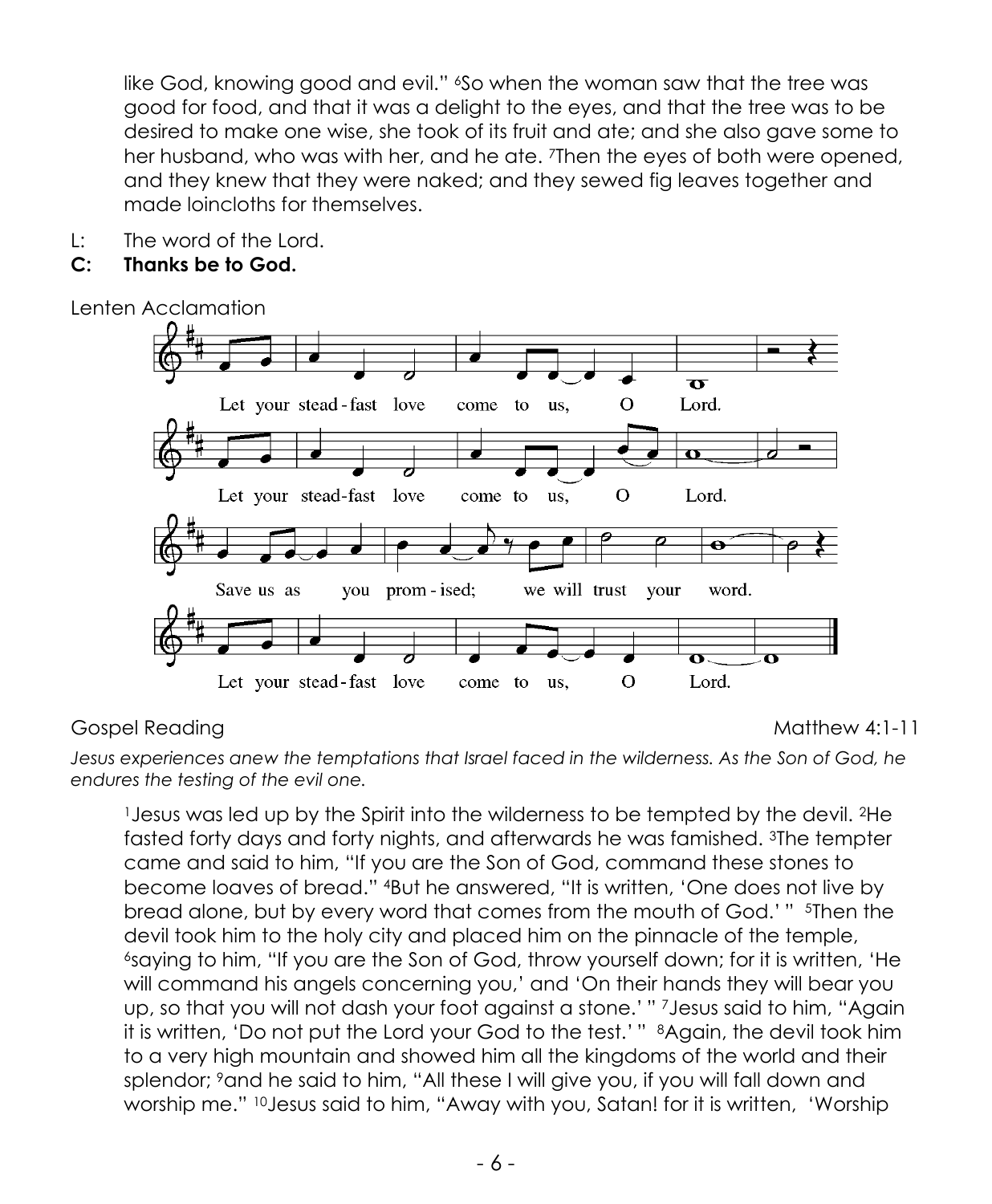like God, knowing good and evil." [6]So when the woman saw that the tree was good for food, and that it was a delight to the eyes, and that the tree was to be desired to make one wise, she took of its fruit and ate; and she also gave some to her husband, who was with her, and he ate. [7]Then the eyes of both were opened, and they knew that they were naked; and they sewed fig leaves together and made loincloths for themselves.

L: The word of the Lord.
**C: Thanks be to God.**

Lenten Acclamation

Let your stead-fast love come to us, O Lord.
Let your stead-fast love come to us, O Lord.
Save us as you prom-ised; we will trust your word.
Let your stead-fast love come to us, O Lord.

Gospel Reading Matthew 4:1-11

*Jesus experiences anew the temptations that Israel faced in the wilderness. As the Son of God, he endures the testing of the evil one.*

[1]Jesus was led up by the Spirit into the wilderness to be tempted by the devil. [2]He fasted forty days and forty nights, and afterwards he was famished. [3]The tempter came and said to him, "If you are the Son of God, command these stones to become loaves of bread." [4]But he answered, "It is written, 'One does not live by bread alone, but by every word that comes from the mouth of God.' " [5]Then the devil took him to the holy city and placed him on the pinnacle of the temple, [6]saying to him, "If you are the Son of God, throw yourself down; for it is written, 'He will command his angels concerning you,' and 'On their hands they will bear you up, so that you will not dash your foot against a stone.' " [7]Jesus said to him, "Again it is written, 'Do not put the Lord your God to the test.' " [8]Again, the devil took him to a very high mountain and showed him all the kingdoms of the world and their splendor; [9]and he said to him, "All these I will give you, if you will fall down and worship me." [10]Jesus said to him, "Away with you, Satan! for it is written, 'Worship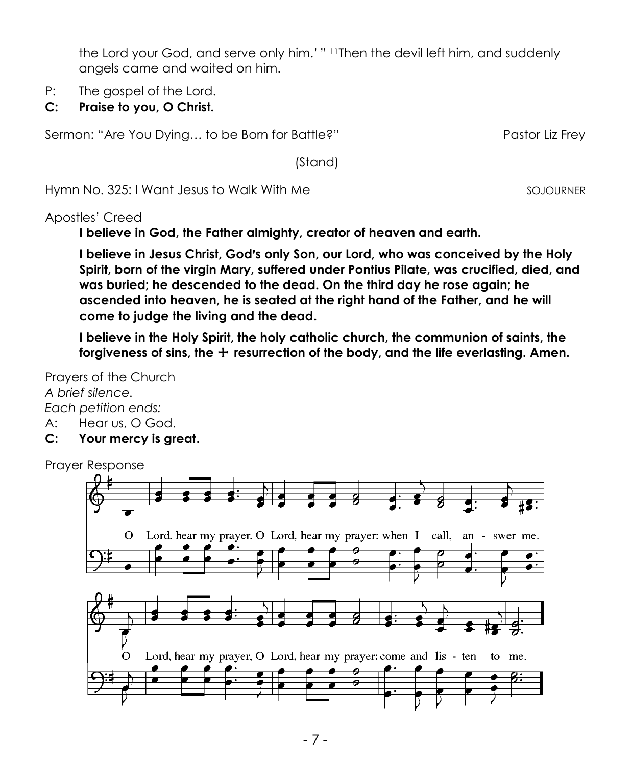the Lord your God, and serve only him.' " [11]Then the devil left him, and suddenly angels came and waited on him.

P: The gospel of the Lord.

**C: Praise to you, O Christ.**

Sermon: "Are You Dying… to be Born for Battle?" Pastor Liz Frey

(Stand)

Hymn No. 325: I Want Jesus to Walk With Me SOJOURNER

Apostles' Creed

**I believe in God, the Father almighty, creator of heaven and earth.**

**I believe in Jesus Christ, God's only Son, our Lord, who was conceived by the Holy Spirit, born of the virgin Mary, suffered under Pontius Pilate, was crucified, died, and was buried; he descended to the dead. On the third day he rose again; he ascended into heaven, he is seated at the right hand of the Father, and he will come to judge the living and the dead.**

**I believe in the Holy Spirit, the holy catholic church, the communion of saints, the forgiveness of sins, the ☩ resurrection of the body, and the life everlasting. Amen.**

Prayers of the Church

*A brief silence.*

*Each petition ends:*

A: Hear us, O God.

**C: Your mercy is great.**

Prayer Response

O Lord, hear my prayer, O Lord, hear my prayer: when I call, an - swer me.

O Lord, hear my prayer, O Lord, hear my prayer: come and lis - ten to me.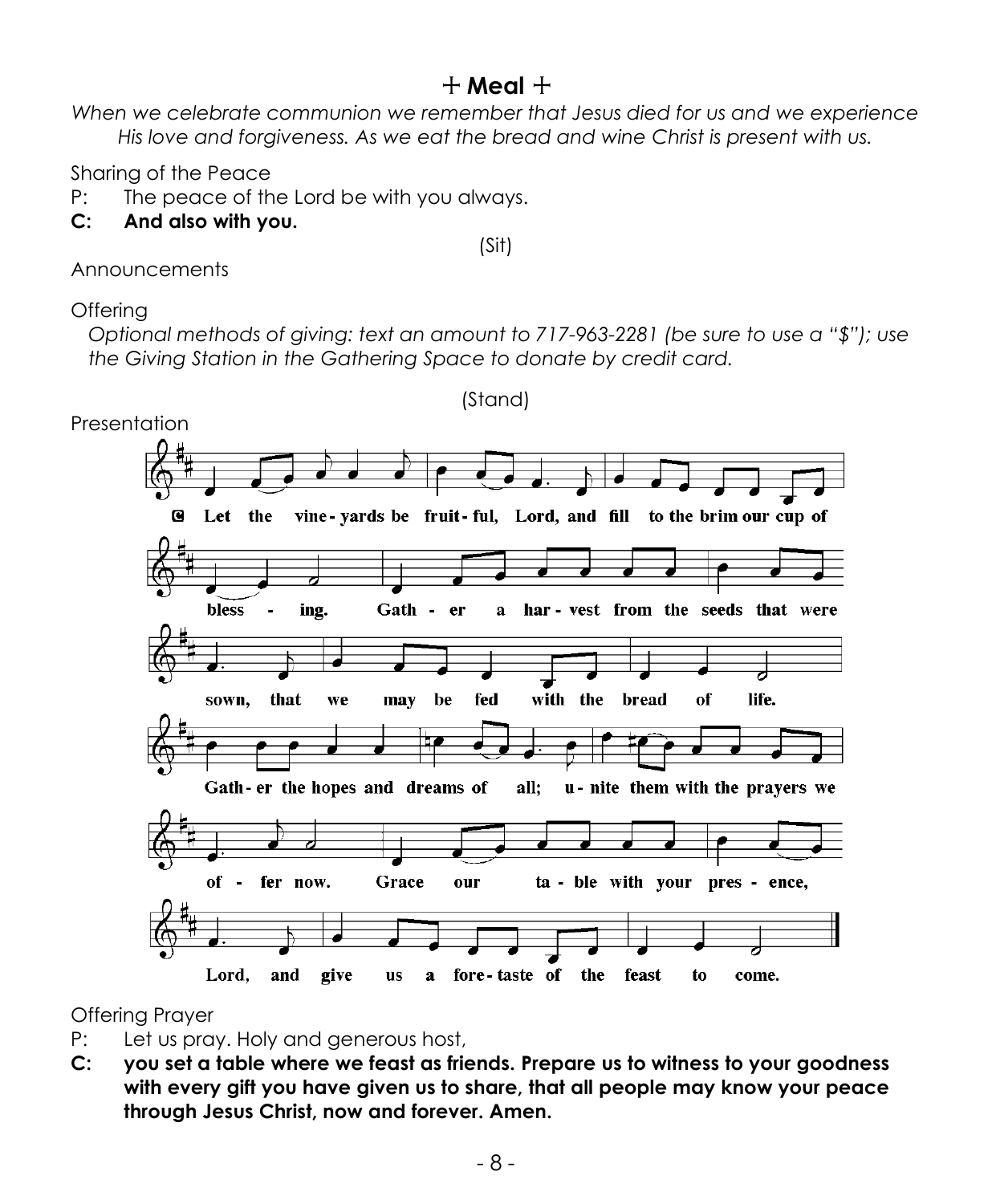# + Meal +

*When we celebrate communion we remember that Jesus died for us and we experience His love and forgiveness. As we eat the bread and wine Christ is present with us.*

Sharing of the Peace

P: The peace of the Lord be with you always.

**C: And also with you.**

(Sit)

Announcements

Offering

*Optional methods of giving: text an amount to 717-963-2281 (be sure to use a "$"); use the Giving Station in the Gathering Space to donate by credit card.*

(Stand)

Presentation

C Let the vine-yards be fruit-ful, Lord, and fill to the brim our cup of bless-ing. Gath-er a har-vest from the seeds that were sown, that we may be fed with the bread of life. Gath-er the hopes and dreams of all; u-nite them with the prayers we of-fer now. Grace our ta-ble with your pres-ence, Lord, and give us a fore-taste of the feast to come.

Offering Prayer

P: Let us pray. Holy and generous host,

**C: you set a table where we feast as friends. Prepare us to witness to your goodness with every gift you have given us to share, that all people may know your peace through Jesus Christ, now and forever. Amen.**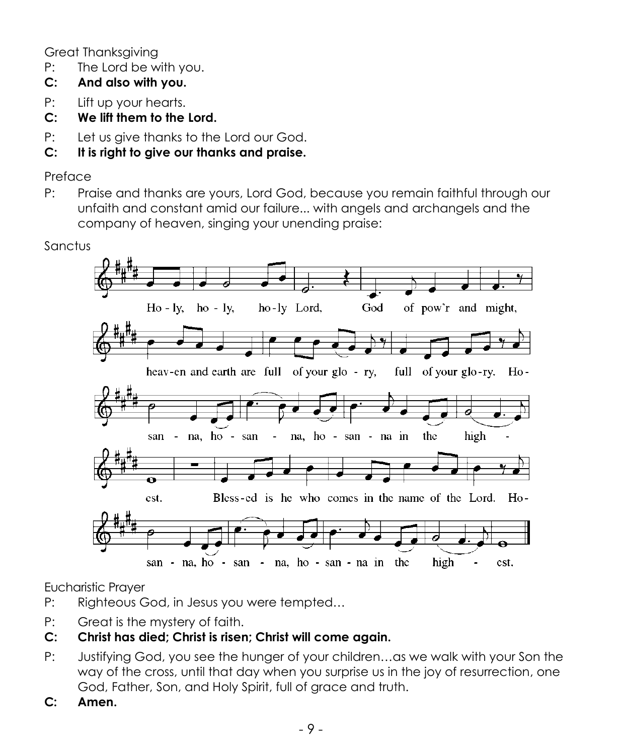Great Thanksgiving

P: The Lord be with you.

**C: And also with you.**

P: Lift up your hearts.

**C: We lift them to the Lord.**

P: Let us give thanks to the Lord our God.

**C: It is right to give our thanks and praise.**

Preface

P: Praise and thanks are yours, Lord God, because you remain faithful through our unfaith and constant amid our failure... with angels and archangels and the company of heaven, singing your unending praise:

Sanctus

Ho - ly, ho - ly, ho-ly Lord, God of pow'r and might,
heav-en and earth are full of your glo - ry, full of your glo-ry. Ho-
san - na, ho - san - na, ho - san - na in the high -
est. Bless-ed is he who comes in the name of the Lord. Ho-
san - na, ho - san - na, ho - san - na in the high - est.

Eucharistic Prayer

P: Righteous God, in Jesus you were tempted…

P: Great is the mystery of faith.

**C: Christ has died; Christ is risen; Christ will come again.**

P: Justifying God, you see the hunger of your children…as we walk with your Son the way of the cross, until that day when you surprise us in the joy of resurrection, one God, Father, Son, and Holy Spirit, full of grace and truth.

**C: Amen.**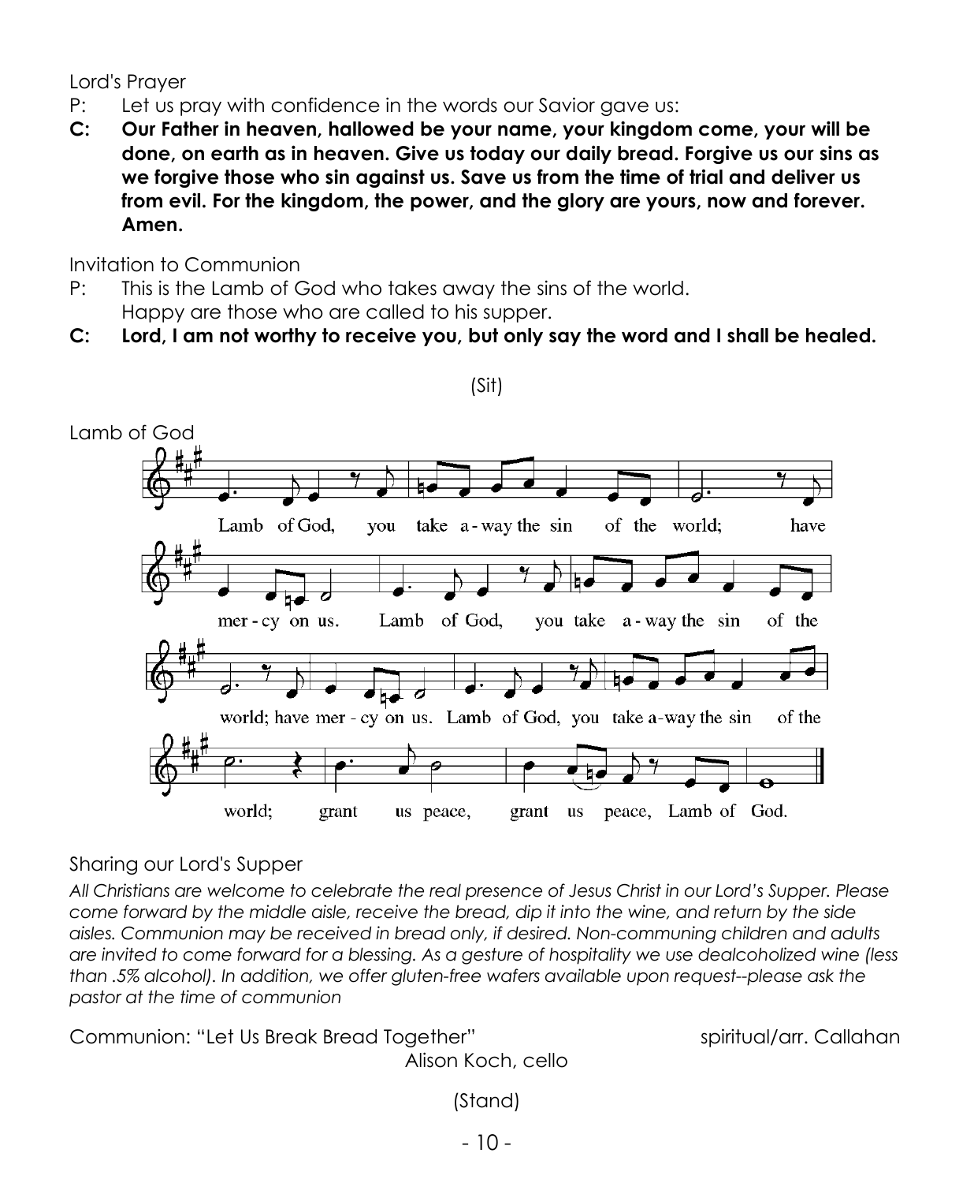Lord's Prayer

P: Let us pray with confidence in the words our Savior gave us:

**C: Our Father in heaven, hallowed be your name, your kingdom come, your will be done, on earth as in heaven. Give us today our daily bread. Forgive us our sins as we forgive those who sin against us. Save us from the time of trial and deliver us from evil. For the kingdom, the power, and the glory are yours, now and forever. Amen.**

Invitation to Communion

P: This is the Lamb of God who takes away the sins of the world.
Happy are those who are called to his supper.

**C: Lord, I am not worthy to receive you, but only say the word and I shall be healed.**

(Sit)

Lamb of God

Lamb of God, you take away the sin of the world; have mercy on us. Lamb of God, you take away the sin of the world; have mercy on us. Lamb of God, you take away the sin of the world; grant us peace, grant us peace, Lamb of God.

Sharing our Lord's Supper

*All Christians are welcome to celebrate the real presence of Jesus Christ in our Lord's Supper. Please come forward by the middle aisle, receive the bread, dip it into the wine, and return by the side aisles. Communion may be received in bread only, if desired. Non-communing children and adults are invited to come forward for a blessing. As a gesture of hospitality we use dealcoholized wine (less than .5% alcohol). In addition, we offer gluten-free wafers available upon request--please ask the pastor at the time of communion*

Communion: "Let Us Break Bread Together" spiritual/arr. Callahan
Alison Koch, cello

(Stand)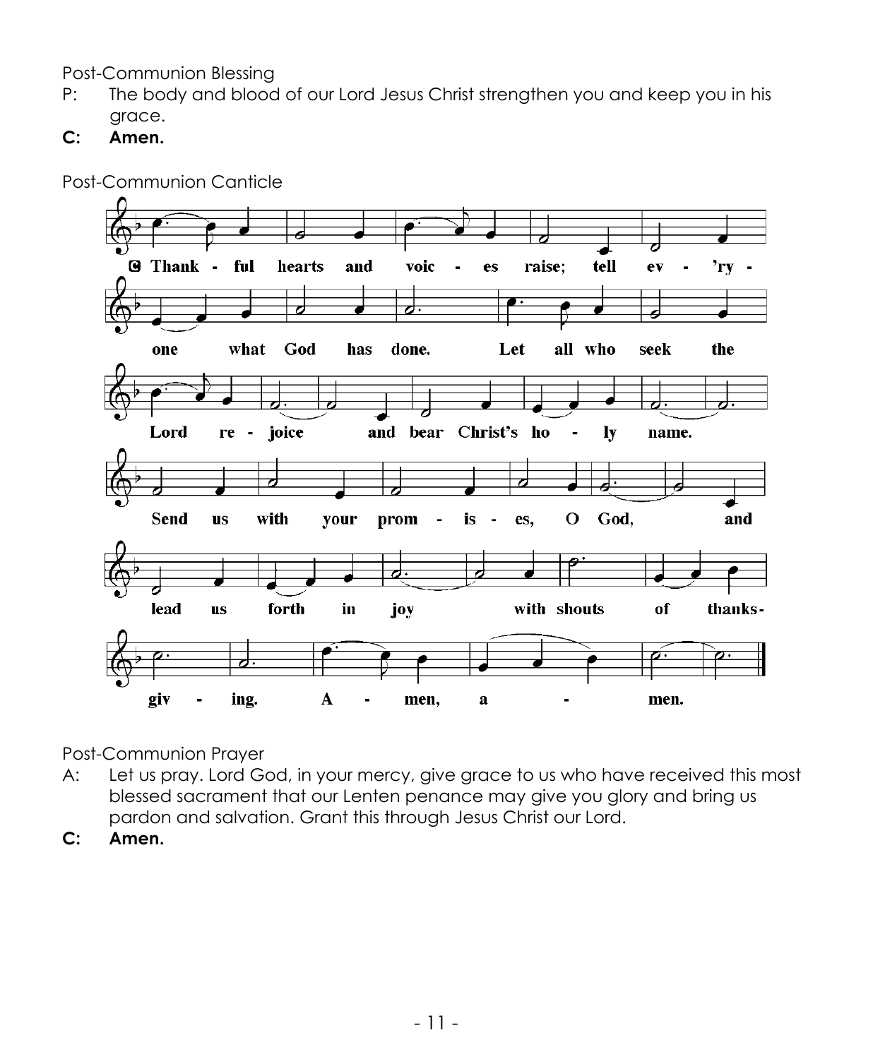Post-Communion Blessing

P: The body and blood of our Lord Jesus Christ strengthen you and keep you in his grace.

**C: Amen.**

Post-Communion Canticle

**C** Thankful hearts and voices raise; tell ev'ryone what God has done. Let all who seek the Lord rejoice and bear Christ's holy name. Send us with your promises, O God, and lead us forth in joy with shouts of thanksgiving. Amen, amen.

Post-Communion Prayer

A: Let us pray. Lord God, in your mercy, give grace to us who have received this most blessed sacrament that our Lenten penance may give you glory and bring us pardon and salvation. Grant this through Jesus Christ our Lord.

**C: Amen.**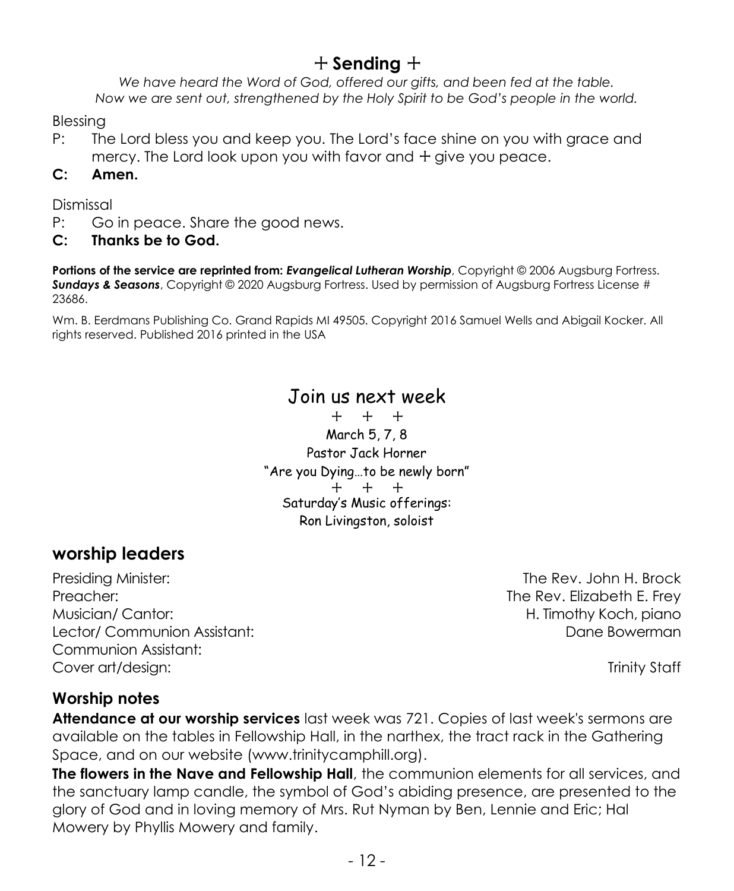## + Sending +

*We have heard the Word of God, offered our gifts, and been fed at the table.*
*Now we are sent out, strengthened by the Holy Spirit to be God's people in the world.*

Blessing

P: The Lord bless you and keep you. The Lord's face shine on you with grace and mercy. The Lord look upon you with favor and + give you peace.

**C: Amen.**

Dismissal

P: Go in peace. Share the good news.

**C: Thanks be to God.**

**Portions of the service are reprinted from: *Evangelical Lutheran Worship***, Copyright © 2006 Augsburg Fortress. ***Sundays & Seasons***, Copyright © 2020 Augsburg Fortress. Used by permission of Augsburg Fortress License # 23686.

Wm. B. Eerdmans Publishing Co. Grand Rapids MI 49505. Copyright 2016 Samuel Wells and Abigail Kocker. All rights reserved. Published 2016 printed in the USA

## Join us next week

\+ + +

March 5, 7, 8

Pastor Jack Horner

"Are you Dying…to be newly born"

\+ + +

Saturday's Music offerings:

Ron Livingston, soloist

## worship leaders

| | |
|---|---|
| Presiding Minister: | The Rev. John H. Brock |
| Preacher: | The Rev. Elizabeth E. Frey |
| Musician/ Cantor: | H. Timothy Koch, piano |
| Lector/ Communion Assistant: | Dane Bowerman |
| Communion Assistant: | |
| Cover art/design: | Trinity Staff |

### Worship notes

**Attendance at our worship services** last week was 721. Copies of last week's sermons are available on the tables in Fellowship Hall, in the narthex, the tract rack in the Gathering Space, and on our website (www.trinitycamphill.org).

**The flowers in the Nave and Fellowship Hall**, the communion elements for all services, and the sanctuary lamp candle, the symbol of God's abiding presence, are presented to the glory of God and in loving memory of Mrs. Rut Nyman by Ben, Lennie and Eric; Hal Mowery by Phyllis Mowery and family.